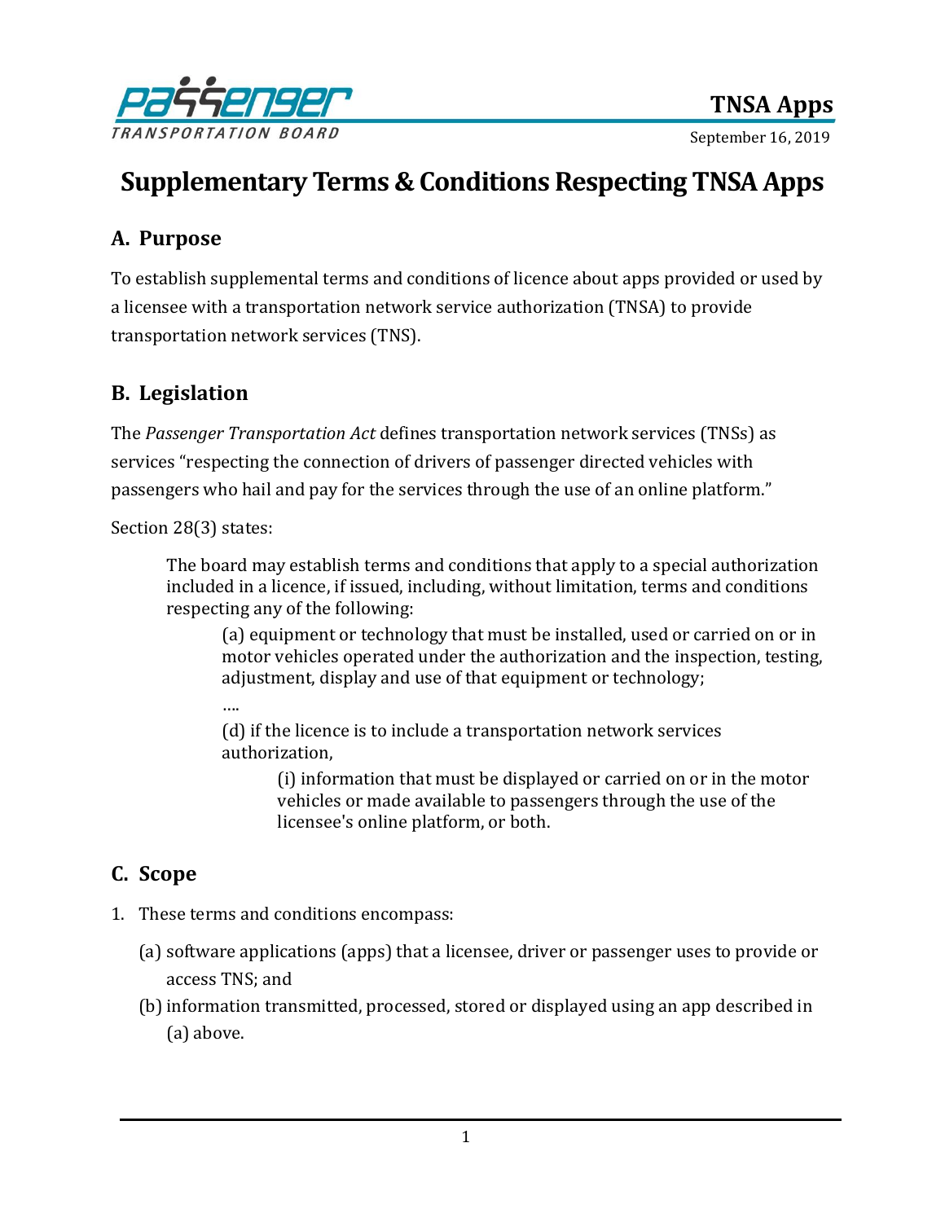# Supplementary Terms & Conditions Respecting TNSA Apps

## A. Purpose

To establish supplemental terms and conditions of licence about apps provided or used by a licensee with a transportation network service authorization (TNSA) to provide transportation network services (TNS).

## B. Legislation

The *Passenger Transportation Act* defines transportation network services (TNSs) as services "respecting the connection of drivers of passenger directed vehicles with passengers who hail and pay for the services through the use of an online platform."

Section 28(3) states:

> The board may establish terms and conditions that apply to a special authorization included in a licence, if issued, including, without limitation, terms and conditions respecting any of the following:
>
> > (a) equipment or technology that must be installed, used or carried on or in motor vehicles operated under the authorization and the inspection, testing, adjustment, display and use of that equipment or technology;
> >
> > ....
> >
> > (d) if the licence is to include a transportation network services authorization,
> >
> > > (i) information that must be displayed or carried on or in the motor vehicles or made available to passengers through the use of the licensee's online platform, or both.

## C. Scope

1. These terms and conditions encompass:

   (a) software applications (apps) that a licensee, driver or passenger uses to provide or access TNS; and

   (b) information transmitted, processed, stored or displayed using an app described in (a) above.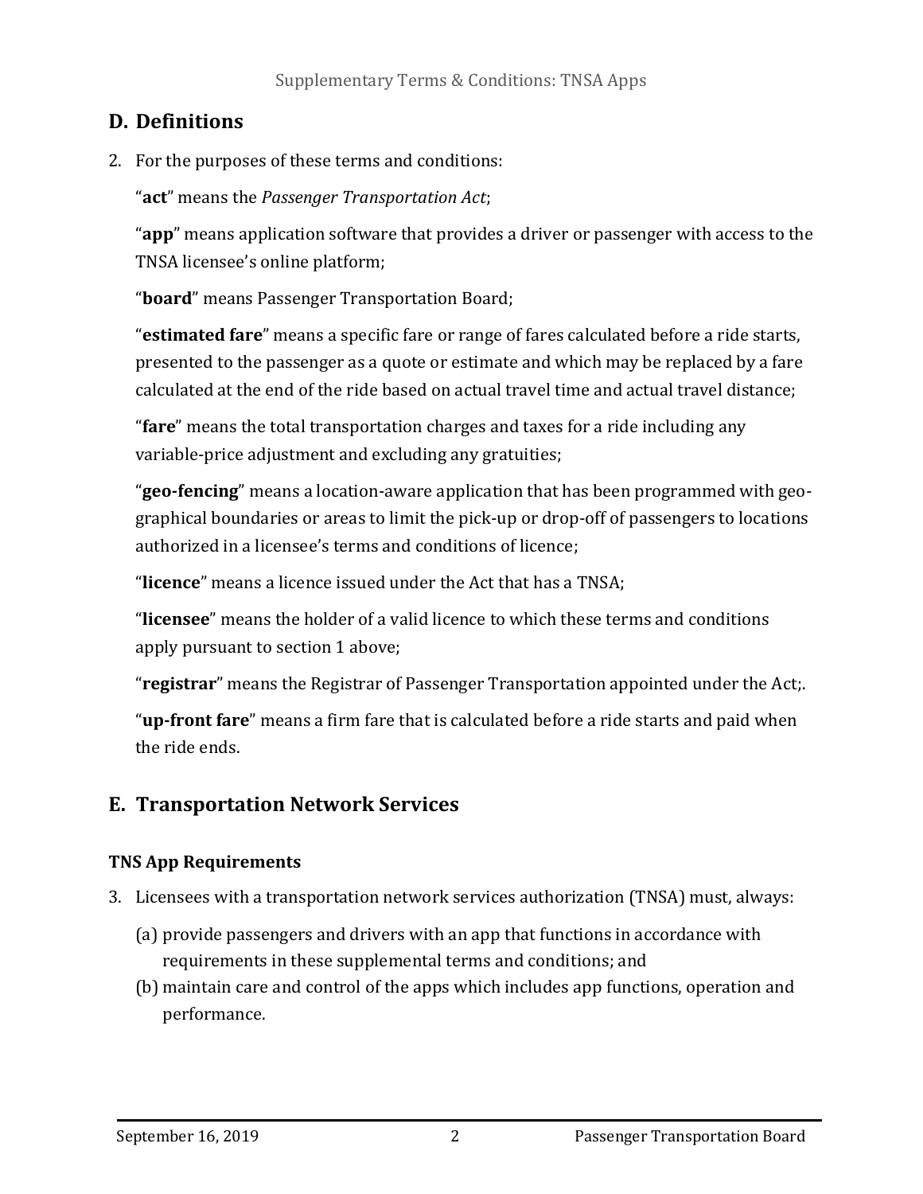## D. Definitions

2. For the purposes of these terms and conditions:

   "**act**" means the *Passenger Transportation Act*;

   "**app**" means application software that provides a driver or passenger with access to the TNSA licensee's online platform;

   "**board**" means Passenger Transportation Board;

   "**estimated fare**" means a specific fare or range of fares calculated before a ride starts, presented to the passenger as a quote or estimate and which may be replaced by a fare calculated at the end of the ride based on actual travel time and actual travel distance;

   "**fare**" means the total transportation charges and taxes for a ride including any variable-price adjustment and excluding any gratuities;

   "**geo-fencing**" means a location-aware application that has been programmed with geographical boundaries or areas to limit the pick-up or drop-off of passengers to locations authorized in a licensee's terms and conditions of licence;

   "**licence**" means a licence issued under the Act that has a TNSA;

   "**licensee**" means the holder of a valid licence to which these terms and conditions apply pursuant to section 1 above;

   "**registrar**" means the Registrar of Passenger Transportation appointed under the Act;.

   "**up-front fare**" means a firm fare that is calculated before a ride starts and paid when the ride ends.

## E. Transportation Network Services

### TNS App Requirements

3. Licensees with a transportation network services authorization (TNSA) must, always:

   (a) provide passengers and drivers with an app that functions in accordance with requirements in these supplemental terms and conditions; and

   (b) maintain care and control of the apps which includes app functions, operation and performance.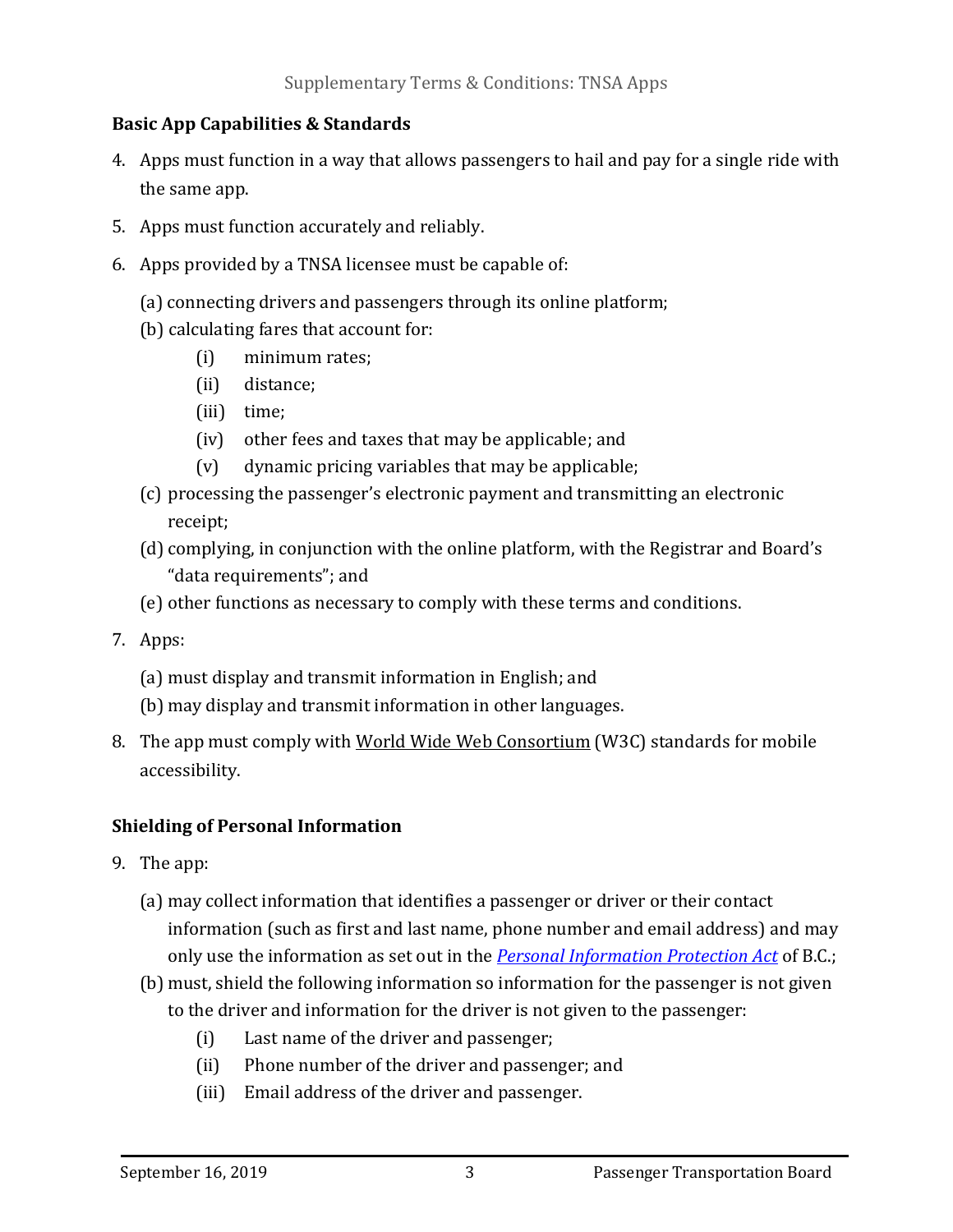## Basic App Capabilities & Standards

4. Apps must function in a way that allows passengers to hail and pay for a single ride with the same app.
5. Apps must function accurately and reliably.
6. Apps provided by a TNSA licensee must be capable of:

   (a) connecting drivers and passengers through its online platform;

   (b) calculating fares that account for:

   - (i) minimum rates;
   - (ii) distance;
   - (iii) time;
   - (iv) other fees and taxes that may be applicable; and
   - (v) dynamic pricing variables that may be applicable;

   (c) processing the passenger's electronic payment and transmitting an electronic receipt;

   (d) complying, in conjunction with the online platform, with the Registrar and Board's "data requirements"; and

   (e) other functions as necessary to comply with these terms and conditions.

7. Apps:

   (a) must display and transmit information in English; and

   (b) may display and transmit information in other languages.

8. The app must comply with World Wide Web Consortium (W3C) standards for mobile accessibility.

## Shielding of Personal Information

9. The app:

   (a) may collect information that identifies a passenger or driver or their contact information (such as first and last name, phone number and email address) and may only use the information as set out in the *Personal Information Protection Act* of B.C.;

   (b) must, shield the following information so information for the passenger is not given to the driver and information for the driver is not given to the passenger:

   - (i) Last name of the driver and passenger;
   - (ii) Phone number of the driver and passenger; and
   - (iii) Email address of the driver and passenger.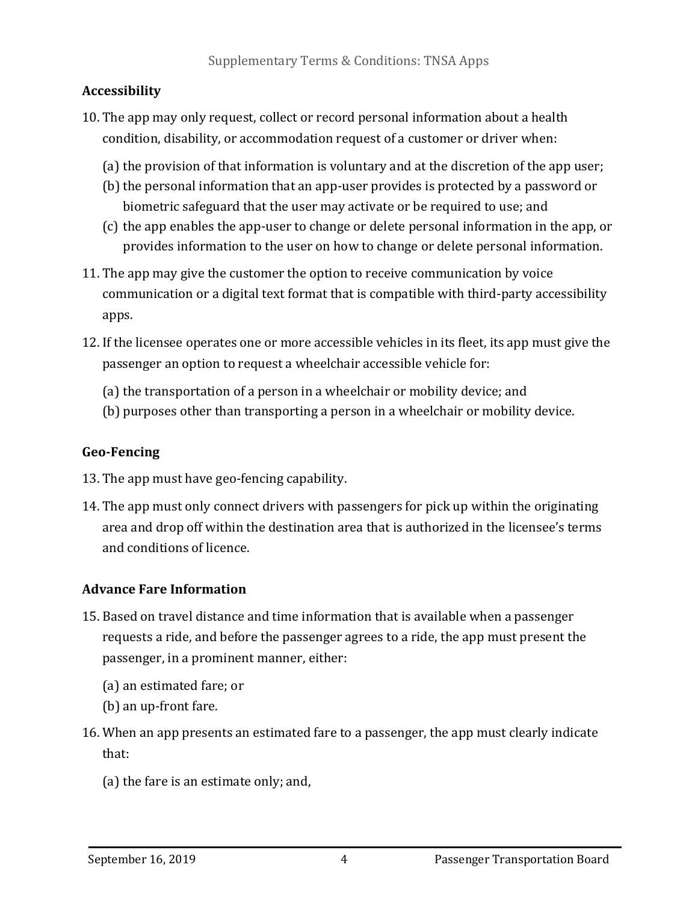## Accessibility

10. The app may only request, collect or record personal information about a health condition, disability, or accommodation request of a customer or driver when:

    (a) the provision of that information is voluntary and at the discretion of the app user;
    (b) the personal information that an app-user provides is protected by a password or biometric safeguard that the user may activate or be required to use; and
    (c) the app enables the app-user to change or delete personal information in the app, or provides information to the user on how to change or delete personal information.

11. The app may give the customer the option to receive communication by voice communication or a digital text format that is compatible with third-party accessibility apps.

12. If the licensee operates one or more accessible vehicles in its fleet, its app must give the passenger an option to request a wheelchair accessible vehicle for:

    (a) the transportation of a person in a wheelchair or mobility device; and
    (b) purposes other than transporting a person in a wheelchair or mobility device.

## Geo-Fencing

13. The app must have geo-fencing capability.

14. The app must only connect drivers with passengers for pick up within the originating area and drop off within the destination area that is authorized in the licensee's terms and conditions of licence.

## Advance Fare Information

15. Based on travel distance and time information that is available when a passenger requests a ride, and before the passenger agrees to a ride, the app must present the passenger, in a prominent manner, either:

    (a) an estimated fare; or
    (b) an up-front fare.

16. When an app presents an estimated fare to a passenger, the app must clearly indicate that:

    (a) the fare is an estimate only; and,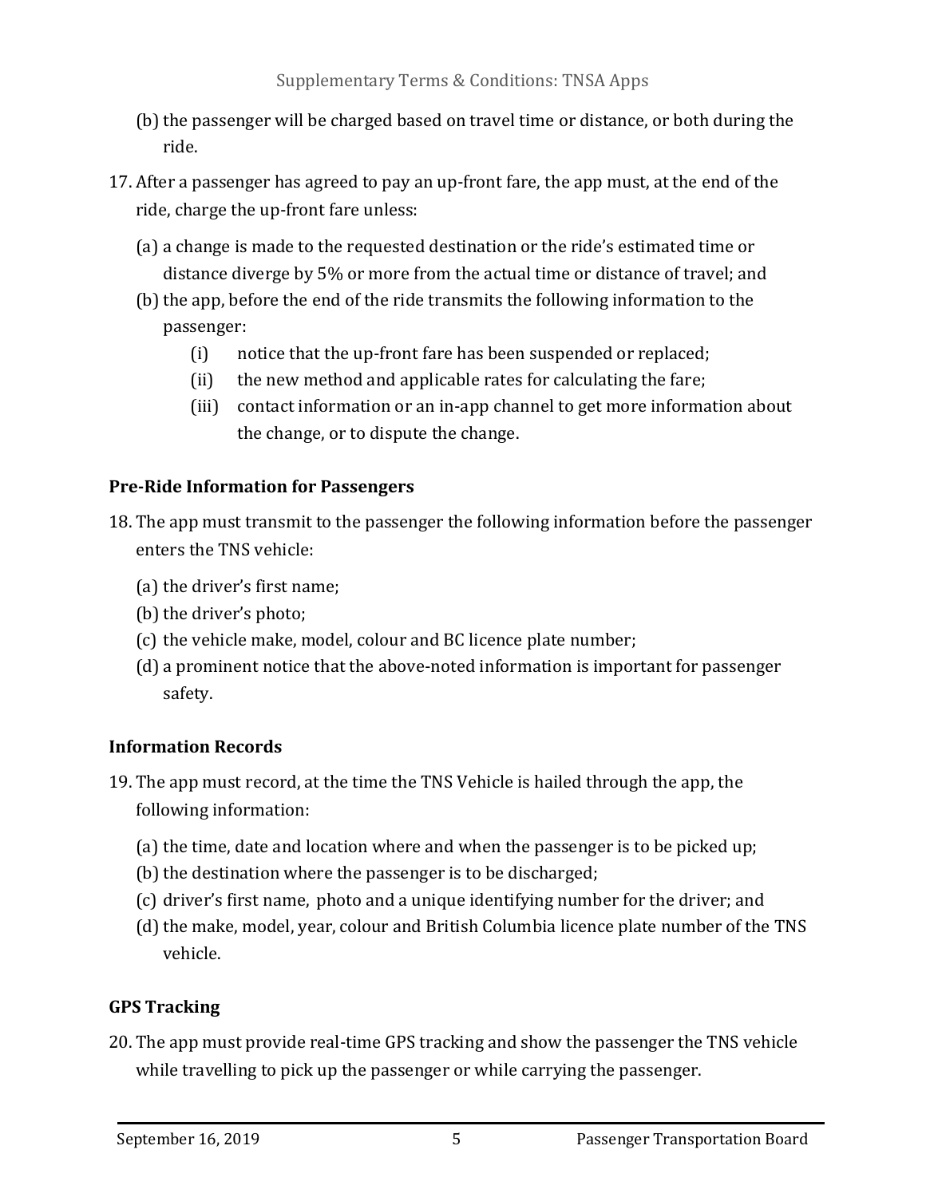(b) the passenger will be charged based on travel time or distance, or both during the ride.

17. After a passenger has agreed to pay an up-front fare, the app must, at the end of the ride, charge the up-front fare unless:

    (a) a change is made to the requested destination or the ride's estimated time or distance diverge by 5% or more from the actual time or distance of travel; and

    (b) the app, before the end of the ride transmits the following information to the passenger:

        (i) notice that the up-front fare has been suspended or replaced;

        (ii) the new method and applicable rates for calculating the fare;

        (iii) contact information or an in-app channel to get more information about the change, or to dispute the change.

**Pre-Ride Information for Passengers**

18. The app must transmit to the passenger the following information before the passenger enters the TNS vehicle:

    (a) the driver's first name;

    (b) the driver's photo;

    (c) the vehicle make, model, colour and BC licence plate number;

    (d) a prominent notice that the above-noted information is important for passenger safety.

**Information Records**

19. The app must record, at the time the TNS Vehicle is hailed through the app, the following information:

    (a) the time, date and location where and when the passenger is to be picked up;

    (b) the destination where the passenger is to be discharged;

    (c) driver's first name, photo and a unique identifying number for the driver; and

    (d) the make, model, year, colour and British Columbia licence plate number of the TNS vehicle.

**GPS Tracking**

20. The app must provide real-time GPS tracking and show the passenger the TNS vehicle while travelling to pick up the passenger or while carrying the passenger.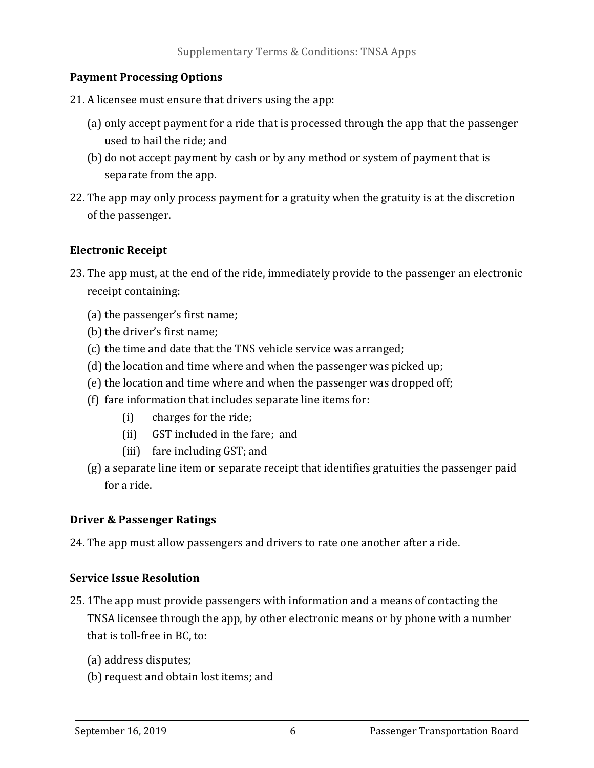### Payment Processing Options

21. A licensee must ensure that drivers using the app:

    (a) only accept payment for a ride that is processed through the app that the passenger used to hail the ride; and

    (b) do not accept payment by cash or by any method or system of payment that is separate from the app.

22. The app may only process payment for a gratuity when the gratuity is at the discretion of the passenger.

### Electronic Receipt

23. The app must, at the end of the ride, immediately provide to the passenger an electronic receipt containing:

    (a) the passenger's first name;

    (b) the driver's first name;

    (c) the time and date that the TNS vehicle service was arranged;

    (d) the location and time where and when the passenger was picked up;

    (e) the location and time where and when the passenger was dropped off;

    (f) fare information that includes separate line items for:

        (i) charges for the ride;

        (ii) GST included in the fare; and

        (iii) fare including GST; and

    (g) a separate line item or separate receipt that identifies gratuities the passenger paid for a ride.

### Driver & Passenger Ratings

24. The app must allow passengers and drivers to rate one another after a ride.

### Service Issue Resolution

25. 1The app must provide passengers with information and a means of contacting the TNSA licensee through the app, by other electronic means or by phone with a number that is toll-free in BC, to:

    (a) address disputes;

    (b) request and obtain lost items; and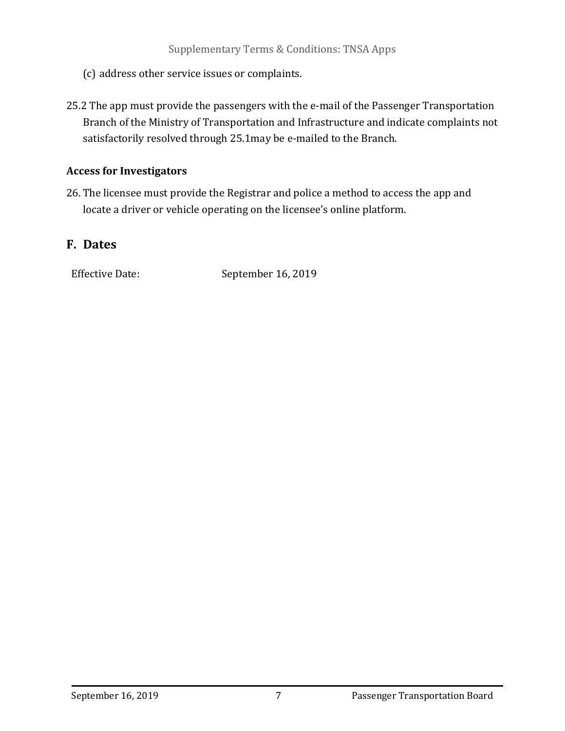(c) address other service issues or complaints.

25.2 The app must provide the passengers with the e-mail of the Passenger Transportation Branch of the Ministry of Transportation and Infrastructure and indicate complaints not satisfactorily resolved through 25.1may be e-mailed to the Branch.

**Access for Investigators**

26. The licensee must provide the Registrar and police a method to access the app and locate a driver or vehicle operating on the licensee's online platform.

## F. Dates

| | |
|---|---|
| Effective Date: | September 16, 2019 |